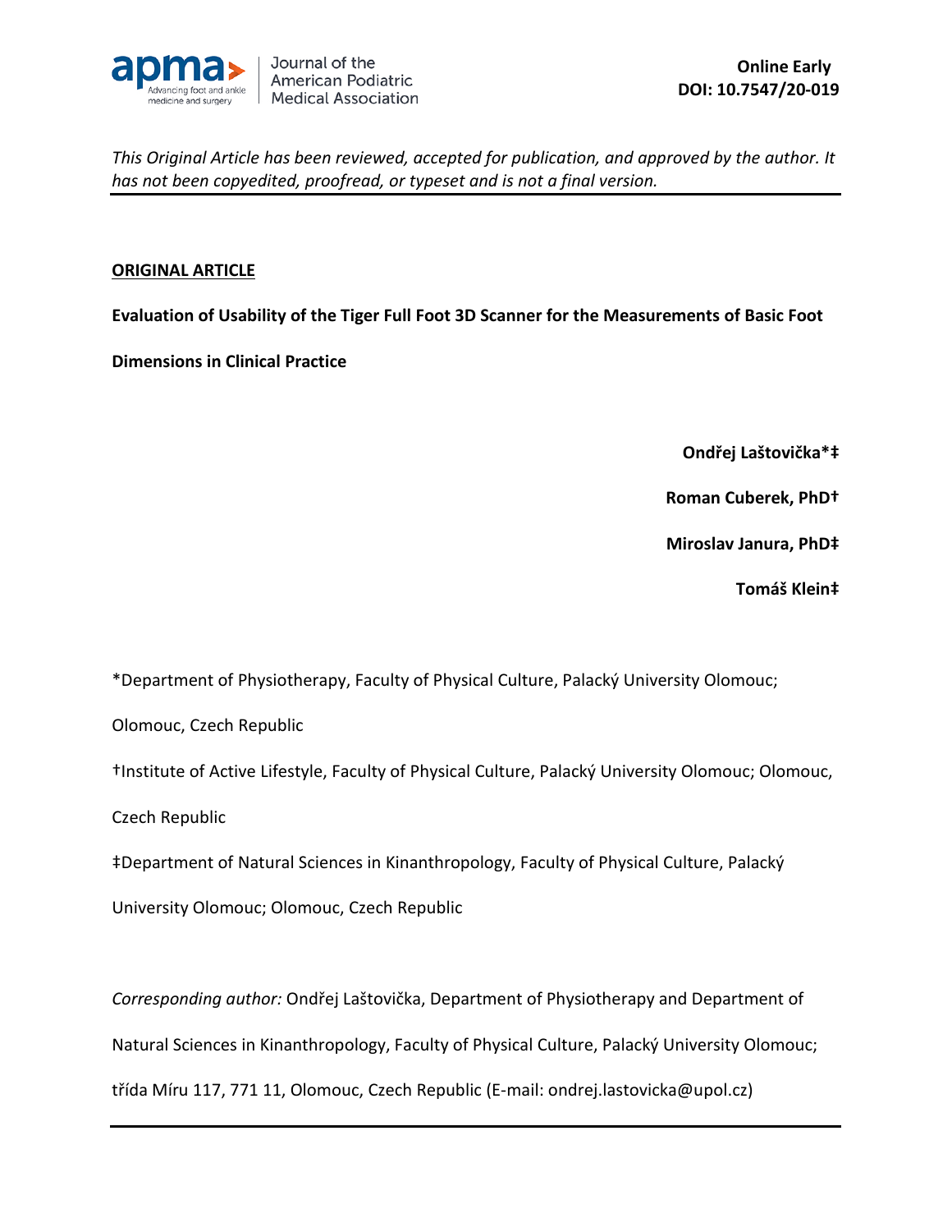*This Original Article has been reviewed, accepted for publication, and approved by the author. It has not been copyedited, proofread, or typeset and is not a final version.*

**ORIGINAL ARTICLE**

# Evaluation of Usability of the Tiger Full Foot 3D Scanner for the Measurements of Basic Foot Dimensions in Clinical Practice

**Ondřej Laštovička*‡**

**Roman Cuberek, PhD†**

**Miroslav Janura, PhD‡**

**Tomáš Klein‡**

*Department of Physiotherapy, Faculty of Physical Culture, Palacký University Olomouc; Olomouc, Czech Republic

†Institute of Active Lifestyle, Faculty of Physical Culture, Palacký University Olomouc; Olomouc, Czech Republic

‡Department of Natural Sciences in Kinanthropology, Faculty of Physical Culture, Palacký University Olomouc; Olomouc, Czech Republic

*Corresponding author:* Ondřej Laštovička, Department of Physiotherapy and Department of Natural Sciences in Kinanthropology, Faculty of Physical Culture, Palacký University Olomouc; třída Míru 117, 771 11, Olomouc, Czech Republic (E-mail: ondrej.lastovicka@upol.cz)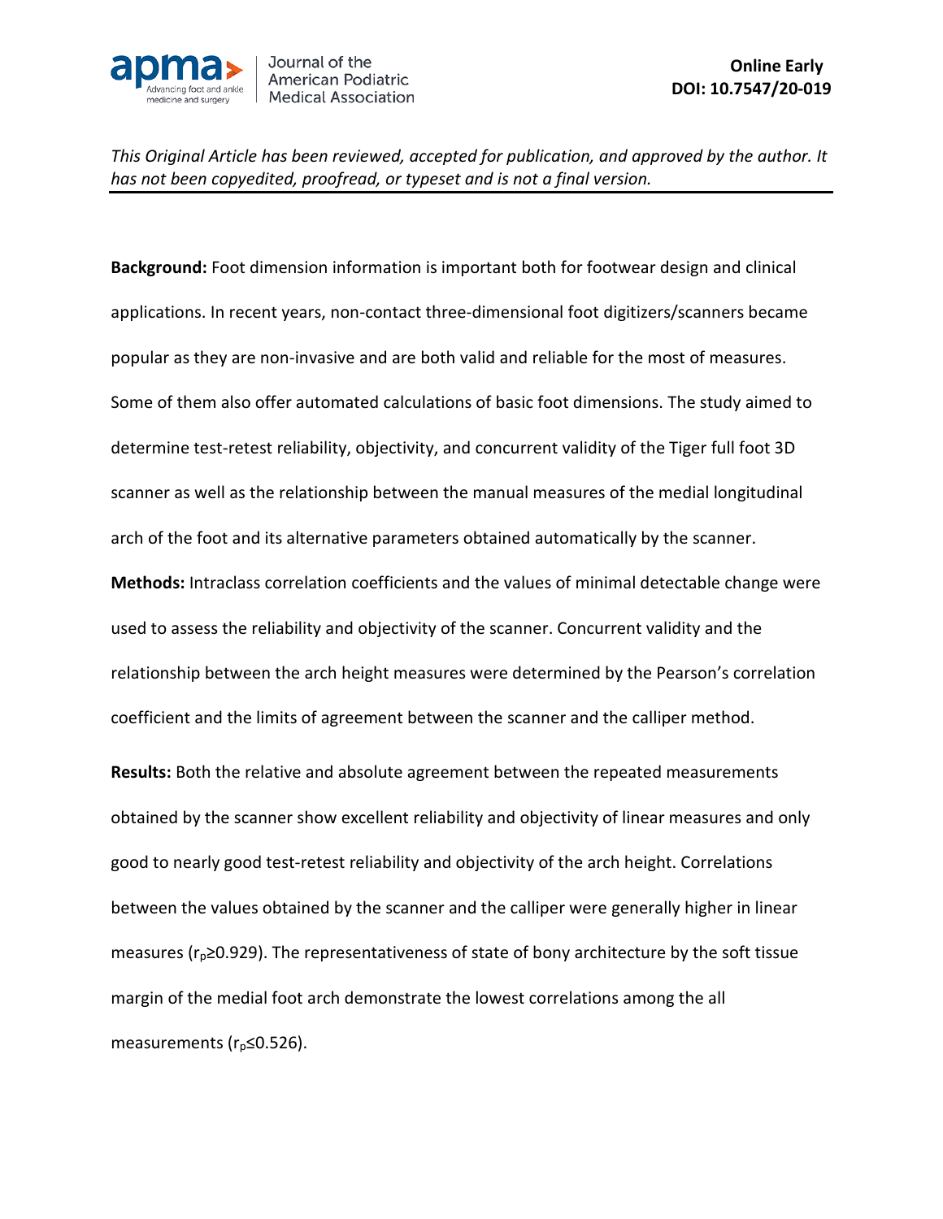**Background:** Foot dimension information is important both for footwear design and clinical applications. In recent years, non-contact three-dimensional foot digitizers/scanners became popular as they are non-invasive and are both valid and reliable for the most of measures. Some of them also offer automated calculations of basic foot dimensions. The study aimed to determine test-retest reliability, objectivity, and concurrent validity of the Tiger full foot 3D scanner as well as the relationship between the manual measures of the medial longitudinal arch of the foot and its alternative parameters obtained automatically by the scanner.

**Methods:** Intraclass correlation coefficients and the values of minimal detectable change were used to assess the reliability and objectivity of the scanner. Concurrent validity and the relationship between the arch height measures were determined by the Pearson's correlation coefficient and the limits of agreement between the scanner and the calliper method.

**Results:** Both the relative and absolute agreement between the repeated measurements obtained by the scanner show excellent reliability and objectivity of linear measures and only good to nearly good test-retest reliability and objectivity of the arch height. Correlations between the values obtained by the scanner and the calliper were generally higher in linear measures ($r_p \geq 0.929$). The representativeness of state of bony architecture by the soft tissue margin of the medial foot arch demonstrate the lowest correlations among the all measurements ($r_p \leq 0.526$).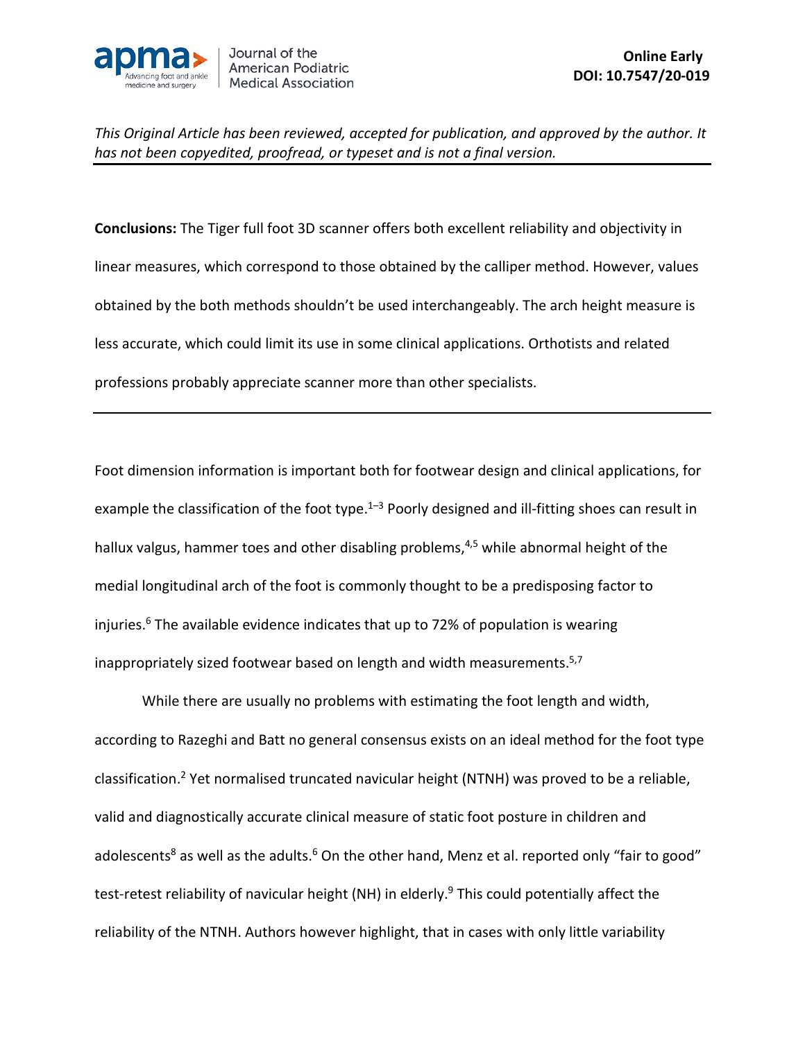**Conclusions:** The Tiger full foot 3D scanner offers both excellent reliability and objectivity in linear measures, which correspond to those obtained by the calliper method. However, values obtained by the both methods shouldn't be used interchangeably. The arch height measure is less accurate, which could limit its use in some clinical applications. Orthotists and related professions probably appreciate scanner more than other specialists.

---

Foot dimension information is important both for footwear design and clinical applications, for example the classification of the foot type.[1–3] Poorly designed and ill-fitting shoes can result in hallux valgus, hammer toes and other disabling problems,[4,5] while abnormal height of the medial longitudinal arch of the foot is commonly thought to be a predisposing factor to injuries.[6] The available evidence indicates that up to 72% of population is wearing inappropriately sized footwear based on length and width measurements.[5,7]

While there are usually no problems with estimating the foot length and width, according to Razeghi and Batt no general consensus exists on an ideal method for the foot type classification.[2] Yet normalised truncated navicular height (NTNH) was proved to be a reliable, valid and diagnostically accurate clinical measure of static foot posture in children and adolescents[8] as well as the adults.[6] On the other hand, Menz et al. reported only "fair to good" test-retest reliability of navicular height (NH) in elderly.[9] This could potentially affect the reliability of the NTNH. Authors however highlight, that in cases with only little variability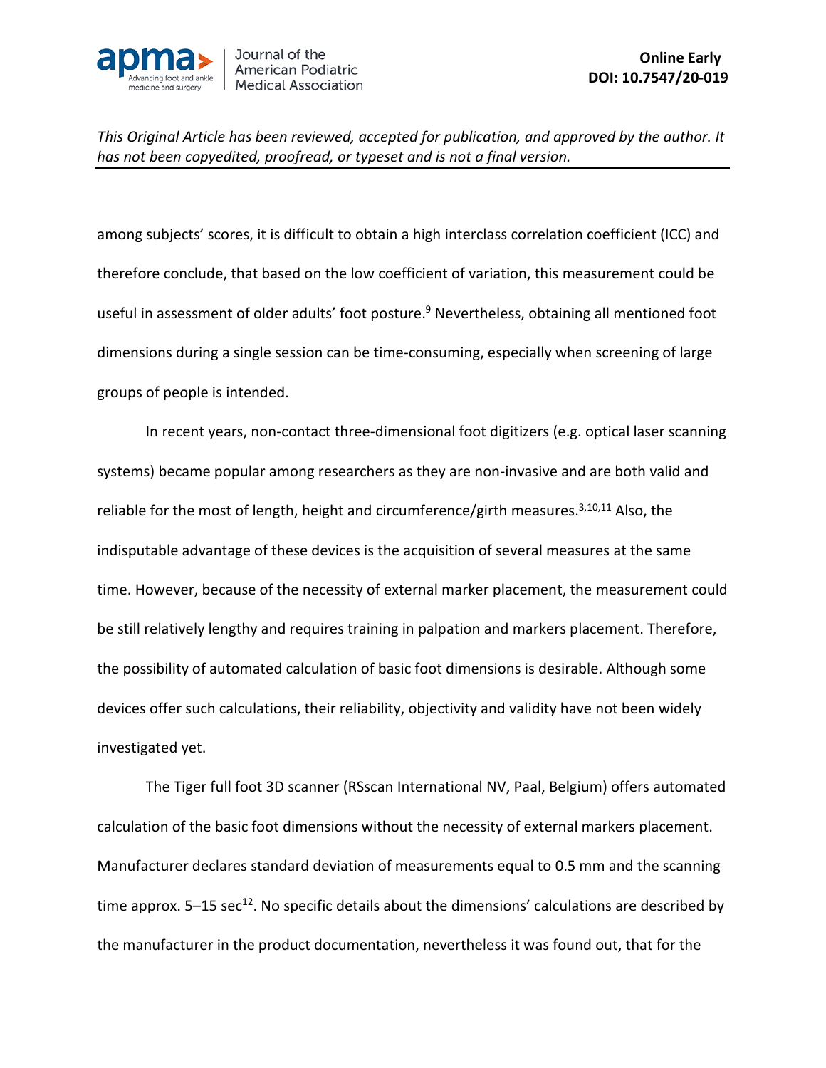among subjects' scores, it is difficult to obtain a high interclass correlation coefficient (ICC) and therefore conclude, that based on the low coefficient of variation, this measurement could be useful in assessment of older adults' foot posture.[9] Nevertheless, obtaining all mentioned foot dimensions during a single session can be time-consuming, especially when screening of large groups of people is intended.

In recent years, non-contact three-dimensional foot digitizers (e.g. optical laser scanning systems) became popular among researchers as they are non-invasive and are both valid and reliable for the most of length, height and circumference/girth measures.[3,10,11] Also, the indisputable advantage of these devices is the acquisition of several measures at the same time. However, because of the necessity of external marker placement, the measurement could be still relatively lengthy and requires training in palpation and markers placement. Therefore, the possibility of automated calculation of basic foot dimensions is desirable. Although some devices offer such calculations, their reliability, objectivity and validity have not been widely investigated yet.

The Tiger full foot 3D scanner (RSscan International NV, Paal, Belgium) offers automated calculation of the basic foot dimensions without the necessity of external markers placement. Manufacturer declares standard deviation of measurements equal to 0.5 mm and the scanning time approx. 5–15 sec[12]. No specific details about the dimensions' calculations are described by the manufacturer in the product documentation, nevertheless it was found out, that for the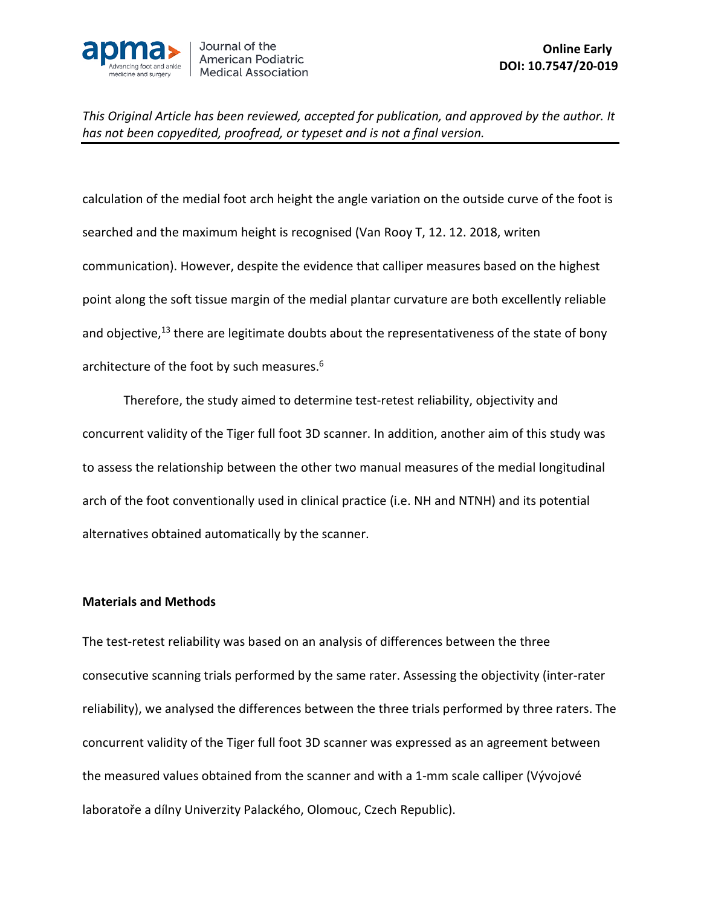calculation of the medial foot arch height the angle variation on the outside curve of the foot is searched and the maximum height is recognised (Van Rooy T, 12. 12. 2018, writen communication). However, despite the evidence that calliper measures based on the highest point along the soft tissue margin of the medial plantar curvature are both excellently reliable and objective,[13] there are legitimate doubts about the representativeness of the state of bony architecture of the foot by such measures.[6]

Therefore, the study aimed to determine test-retest reliability, objectivity and concurrent validity of the Tiger full foot 3D scanner. In addition, another aim of this study was to assess the relationship between the other two manual measures of the medial longitudinal arch of the foot conventionally used in clinical practice (i.e. NH and NTNH) and its potential alternatives obtained automatically by the scanner.

## Materials and Methods

The test-retest reliability was based on an analysis of differences between the three consecutive scanning trials performed by the same rater. Assessing the objectivity (inter-rater reliability), we analysed the differences between the three trials performed by three raters. The concurrent validity of the Tiger full foot 3D scanner was expressed as an agreement between the measured values obtained from the scanner and with a 1-mm scale calliper (Vývojové laboratoře a dílny Univerzity Palackého, Olomouc, Czech Republic).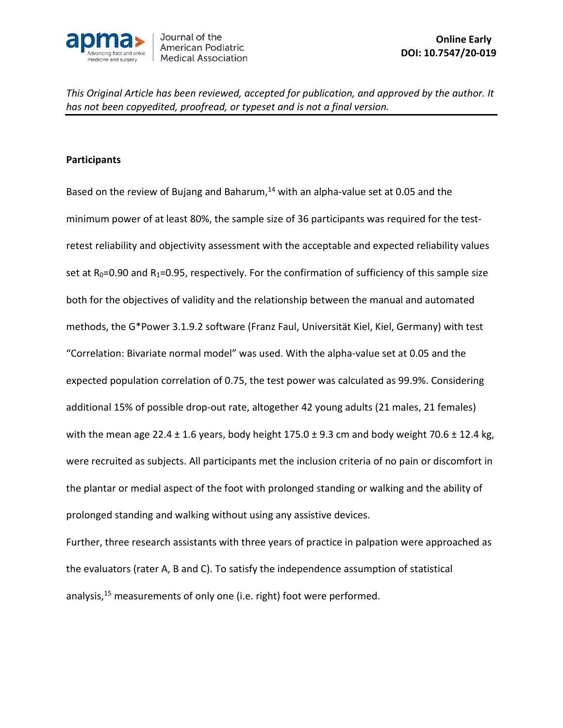## Participants

Based on the review of Bujang and Baharum,[14] with an alpha-value set at 0.05 and the minimum power of at least 80%, the sample size of 36 participants was required for the test-retest reliability and objectivity assessment with the acceptable and expected reliability values set at $R_0$=0.90 and $R_1$=0.95, respectively. For the confirmation of sufficiency of this sample size both for the objectives of validity and the relationship between the manual and automated methods, the G*Power 3.1.9.2 software (Franz Faul, Universität Kiel, Kiel, Germany) with test "Correlation: Bivariate normal model" was used. With the alpha-value set at 0.05 and the expected population correlation of 0.75, the test power was calculated as 99.9%. Considering additional 15% of possible drop-out rate, altogether 42 young adults (21 males, 21 females) with the mean age 22.4 ± 1.6 years, body height 175.0 ± 9.3 cm and body weight 70.6 ± 12.4 kg, were recruited as subjects. All participants met the inclusion criteria of no pain or discomfort in the plantar or medial aspect of the foot with prolonged standing or walking and the ability of prolonged standing and walking without using any assistive devices.

Further, three research assistants with three years of practice in palpation were approached as the evaluators (rater A, B and C). To satisfy the independence assumption of statistical analysis,[15] measurements of only one (i.e. right) foot were performed.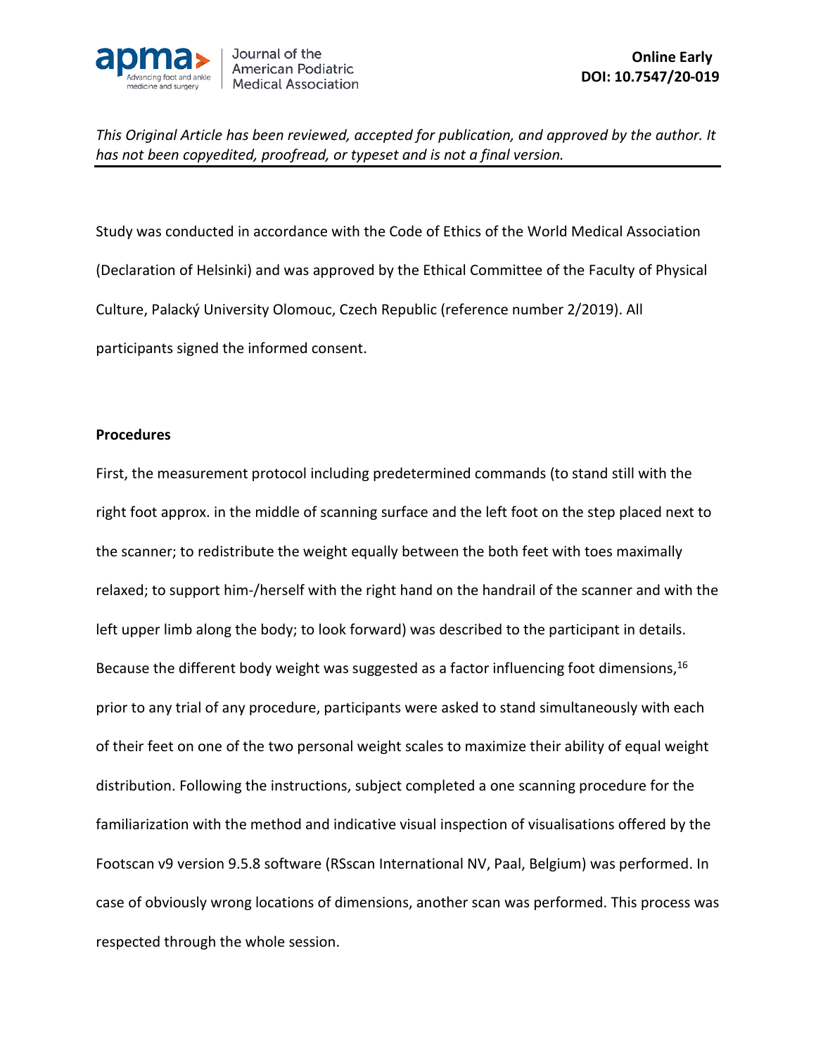Study was conducted in accordance with the Code of Ethics of the World Medical Association (Declaration of Helsinki) and was approved by the Ethical Committee of the Faculty of Physical Culture, Palacký University Olomouc, Czech Republic (reference number 2/2019). All participants signed the informed consent.

**Procedures**

First, the measurement protocol including predetermined commands (to stand still with the right foot approx. in the middle of scanning surface and the left foot on the step placed next to the scanner; to redistribute the weight equally between the both feet with toes maximally relaxed; to support him-/herself with the right hand on the handrail of the scanner and with the left upper limb along the body; to look forward) was described to the participant in details. Because the different body weight was suggested as a factor influencing foot dimensions,[16] prior to any trial of any procedure, participants were asked to stand simultaneously with each of their feet on one of the two personal weight scales to maximize their ability of equal weight distribution. Following the instructions, subject completed a one scanning procedure for the familiarization with the method and indicative visual inspection of visualisations offered by the Footscan v9 version 9.5.8 software (RSscan International NV, Paal, Belgium) was performed. In case of obviously wrong locations of dimensions, another scan was performed. This process was respected through the whole session.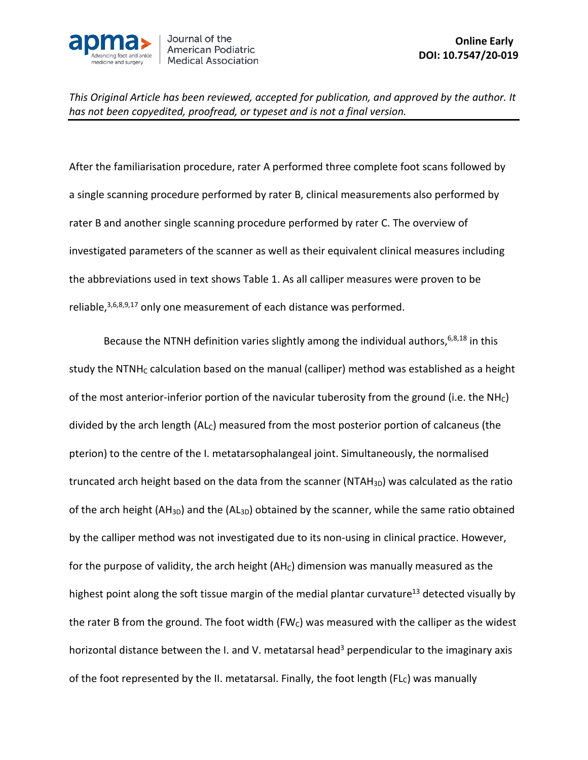After the familiarisation procedure, rater A performed three complete foot scans followed by a single scanning procedure performed by rater B, clinical measurements also performed by rater B and another single scanning procedure performed by rater C. The overview of investigated parameters of the scanner as well as their equivalent clinical measures including the abbreviations used in text shows Table 1. As all calliper measures were proven to be reliable,[3,6,8,9,17] only one measurement of each distance was performed.

Because the NTNH definition varies slightly among the individual authors,[6,8,18] in this study the $NTNH_C$ calculation based on the manual (calliper) method was established as a height of the most anterior-inferior portion of the navicular tuberosity from the ground (i.e. the $NH_C$) divided by the arch length ($AL_C$) measured from the most posterior portion of calcaneus (the pterion) to the centre of the I. metatarsophalangeal joint. Simultaneously, the normalised truncated arch height based on the data from the scanner ($NTAH_{3D}$) was calculated as the ratio of the arch height ($AH_{3D}$) and the ($AL_{3D}$) obtained by the scanner, while the same ratio obtained by the calliper method was not investigated due to its non-using in clinical practice. However, for the purpose of validity, the arch height ($AH_C$) dimension was manually measured as the highest point along the soft tissue margin of the medial plantar curvature[13] detected visually by the rater B from the ground. The foot width ($FW_C$) was measured with the calliper as the widest horizontal distance between the I. and V. metatarsal head[3] perpendicular to the imaginary axis of the foot represented by the II. metatarsal. Finally, the foot length ($FL_C$) was manually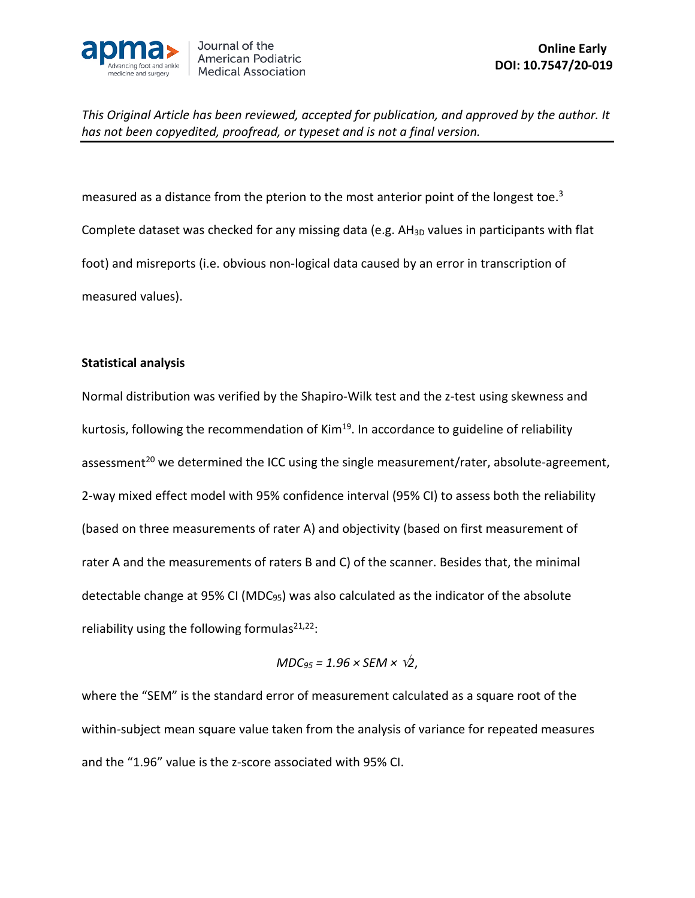measured as a distance from the pterion to the most anterior point of the longest toe.[3] Complete dataset was checked for any missing data (e.g. $AH_{3D}$ values in participants with flat foot) and misreports (i.e. obvious non-logical data caused by an error in transcription of measured values).

**Statistical analysis**

Normal distribution was verified by the Shapiro-Wilk test and the z-test using skewness and kurtosis, following the recommendation of Kim[19]. In accordance to guideline of reliability assessment[20] we determined the ICC using the single measurement/rater, absolute-agreement, 2-way mixed effect model with 95% confidence interval (95% CI) to assess both the reliability (based on three measurements of rater A) and objectivity (based on first measurement of rater A and the measurements of raters B and C) of the scanner. Besides that, the minimal detectable change at 95% CI ($MDC_{95}$) was also calculated as the indicator of the absolute reliability using the following formulas[21,22]:

$$MDC_{95} = 1.96 \times SEM \times \sqrt{2},$$

where the "SEM" is the standard error of measurement calculated as a square root of the within-subject mean square value taken from the analysis of variance for repeated measures and the "1.96" value is the z-score associated with 95% CI.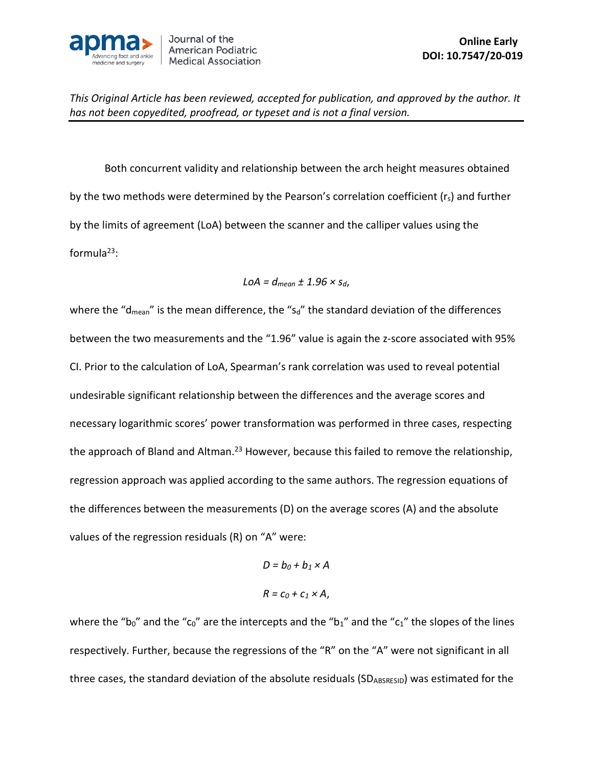Both concurrent validity and relationship between the arch height measures obtained by the two methods were determined by the Pearson's correlation coefficient ($r_s$) and further by the limits of agreement (LoA) between the scanner and the calliper values using the formula[23]:

$$LoA = d_{mean} \pm 1.96 \times s_d,$$

where the "$d_{mean}$" is the mean difference, the "$s_d$" the standard deviation of the differences between the two measurements and the "1.96" value is again the z-score associated with 95% CI. Prior to the calculation of LoA, Spearman's rank correlation was used to reveal potential undesirable significant relationship between the differences and the average scores and necessary logarithmic scores' power transformation was performed in three cases, respecting the approach of Bland and Altman.[23] However, because this failed to remove the relationship, regression approach was applied according to the same authors. The regression equations of the differences between the measurements (D) on the average scores (A) and the absolute values of the regression residuals (R) on "A" were:

$$D = b_0 + b_1 \times A$$

$$R = c_0 + c_1 \times A,$$

where the "$b_0$" and the "$c_0$" are the intercepts and the "$b_1$" and the "$c_1$" the slopes of the lines respectively. Further, because the regressions of the "R" on the "A" were not significant in all three cases, the standard deviation of the absolute residuals ($SD_{ABSRESID}$) was estimated for the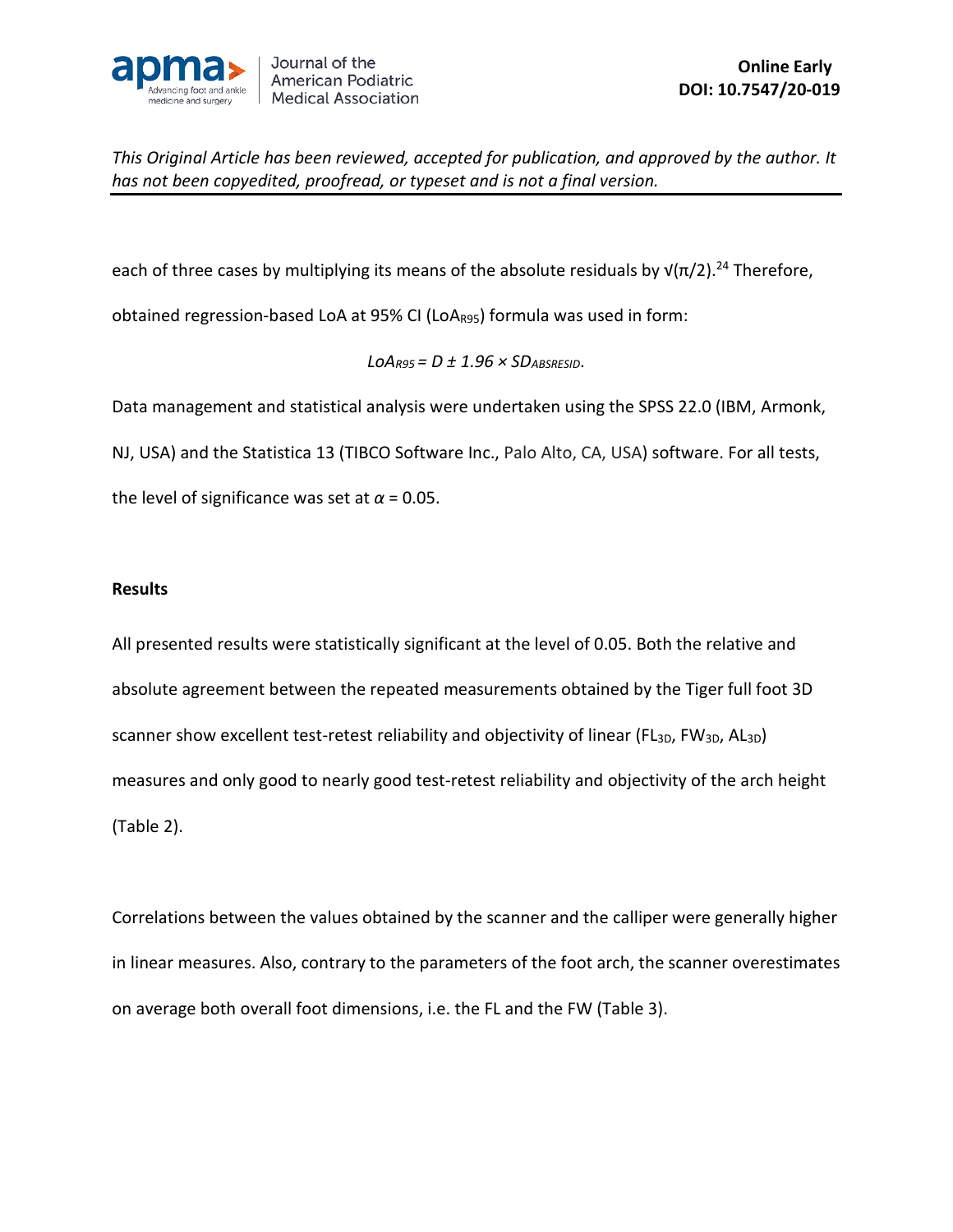each of three cases by multiplying its means of the absolute residuals by $\sqrt{\pi/2}$.[24] Therefore, obtained regression-based LoA at 95% CI ($LoA_{R95}$) formula was used in form:

$$LoA_{R95} = D \pm 1.96 \times SD_{ABSRESID}.$$

Data management and statistical analysis were undertaken using the SPSS 22.0 (IBM, Armonk, NJ, USA) and the Statistica 13 (TIBCO Software Inc., Palo Alto, CA, USA) software. For all tests, the level of significance was set at $\alpha = 0.05$.

## Results

All presented results were statistically significant at the level of 0.05. Both the relative and absolute agreement between the repeated measurements obtained by the Tiger full foot 3D scanner show excellent test-retest reliability and objectivity of linear ($FL_{3D}$, $FW_{3D}$, $AL_{3D}$) measures and only good to nearly good test-retest reliability and objectivity of the arch height (Table 2).

Correlations between the values obtained by the scanner and the calliper were generally higher in linear measures. Also, contrary to the parameters of the foot arch, the scanner overestimates on average both overall foot dimensions, i.e. the FL and the FW (Table 3).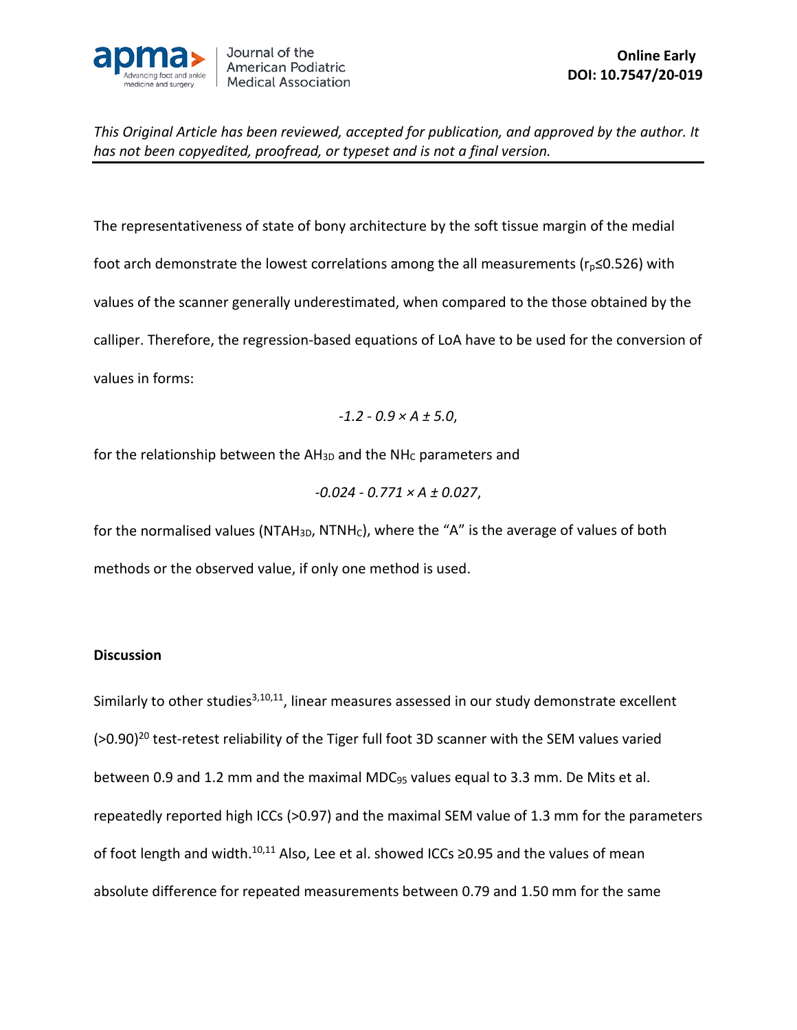The representativeness of state of bony architecture by the soft tissue margin of the medial foot arch demonstrate the lowest correlations among the all measurements ($r_p \leq 0.526$) with values of the scanner generally underestimated, when compared to the those obtained by the calliper. Therefore, the regression-based equations of LoA have to be used for the conversion of values in forms:

$$-1.2 - 0.9 \times A \pm 5.0,$$

for the relationship between the $AH_{3D}$ and the $NH_C$ parameters and

$$-0.024 - 0.771 \times A \pm 0.027,$$

for the normalised values ($NTAH_{3D}$, $NTNH_C$), where the "A" is the average of values of both methods or the observed value, if only one method is used.

## Discussion

Similarly to other studies[3,10,11], linear measures assessed in our study demonstrate excellent (>0.90)[20] test-retest reliability of the Tiger full foot 3D scanner with the SEM values varied between 0.9 and 1.2 mm and the maximal $MDC_{95}$ values equal to 3.3 mm. De Mits et al. repeatedly reported high ICCs (>0.97) and the maximal SEM value of 1.3 mm for the parameters of foot length and width.[10,11] Also, Lee et al. showed ICCs ≥0.95 and the values of mean absolute difference for repeated measurements between 0.79 and 1.50 mm for the same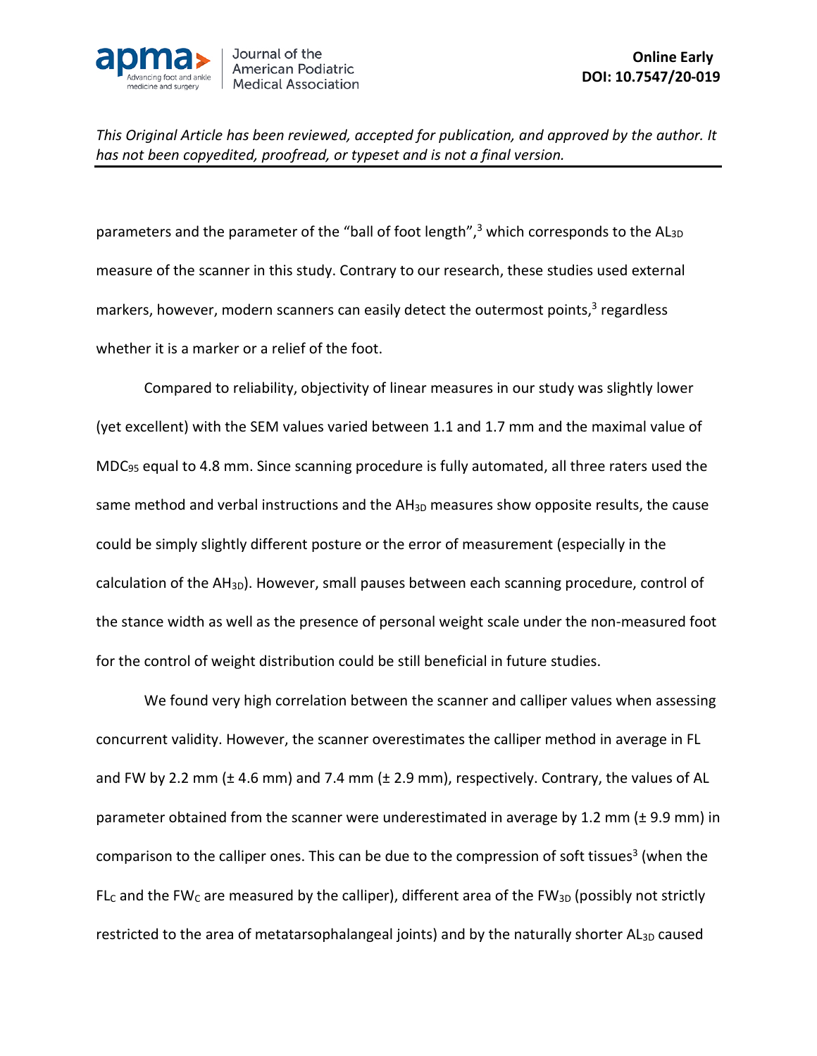parameters and the parameter of the "ball of foot length",[3] which corresponds to the $AL_{3D}$ measure of the scanner in this study. Contrary to our research, these studies used external markers, however, modern scanners can easily detect the outermost points,[3] regardless whether it is a marker or a relief of the foot.

Compared to reliability, objectivity of linear measures in our study was slightly lower (yet excellent) with the SEM values varied between 1.1 and 1.7 mm and the maximal value of $MDC_{95}$ equal to 4.8 mm. Since scanning procedure is fully automated, all three raters used the same method and verbal instructions and the $AH_{3D}$ measures show opposite results, the cause could be simply slightly different posture or the error of measurement (especially in the calculation of the $AH_{3D}$). However, small pauses between each scanning procedure, control of the stance width as well as the presence of personal weight scale under the non-measured foot for the control of weight distribution could be still beneficial in future studies.

We found very high correlation between the scanner and calliper values when assessing concurrent validity. However, the scanner overestimates the calliper method in average in FL and FW by 2.2 mm (± 4.6 mm) and 7.4 mm (± 2.9 mm), respectively. Contrary, the values of AL parameter obtained from the scanner were underestimated in average by 1.2 mm (± 9.9 mm) in comparison to the calliper ones. This can be due to the compression of soft tissues[3] (when the $FL_C$ and the $FW_C$ are measured by the calliper), different area of the $FW_{3D}$ (possibly not strictly restricted to the area of metatarsophalangeal joints) and by the naturally shorter $AL_{3D}$ caused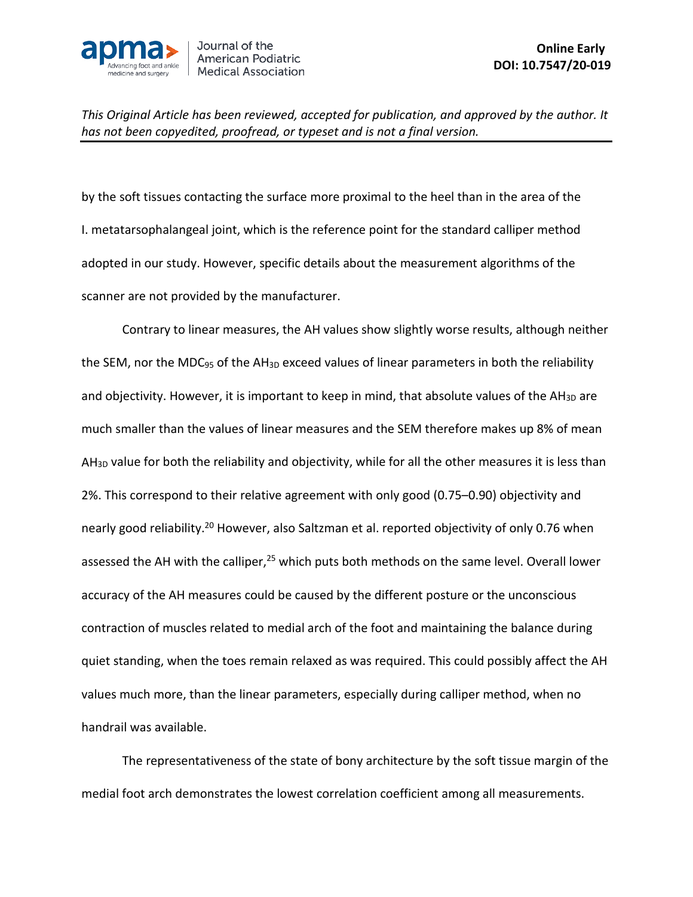by the soft tissues contacting the surface more proximal to the heel than in the area of the I. metatarsophalangeal joint, which is the reference point for the standard calliper method adopted in our study. However, specific details about the measurement algorithms of the scanner are not provided by the manufacturer.

Contrary to linear measures, the AH values show slightly worse results, although neither the SEM, nor the $MDC_{95}$ of the $AH_{3D}$ exceed values of linear parameters in both the reliability and objectivity. However, it is important to keep in mind, that absolute values of the $AH_{3D}$ are much smaller than the values of linear measures and the SEM therefore makes up 8% of mean $AH_{3D}$ value for both the reliability and objectivity, while for all the other measures it is less than 2%. This correspond to their relative agreement with only good (0.75–0.90) objectivity and nearly good reliability.[20] However, also Saltzman et al. reported objectivity of only 0.76 when assessed the AH with the calliper,[25] which puts both methods on the same level. Overall lower accuracy of the AH measures could be caused by the different posture or the unconscious contraction of muscles related to medial arch of the foot and maintaining the balance during quiet standing, when the toes remain relaxed as was required. This could possibly affect the AH values much more, than the linear parameters, especially during calliper method, when no handrail was available.

The representativeness of the state of bony architecture by the soft tissue margin of the medial foot arch demonstrates the lowest correlation coefficient among all measurements.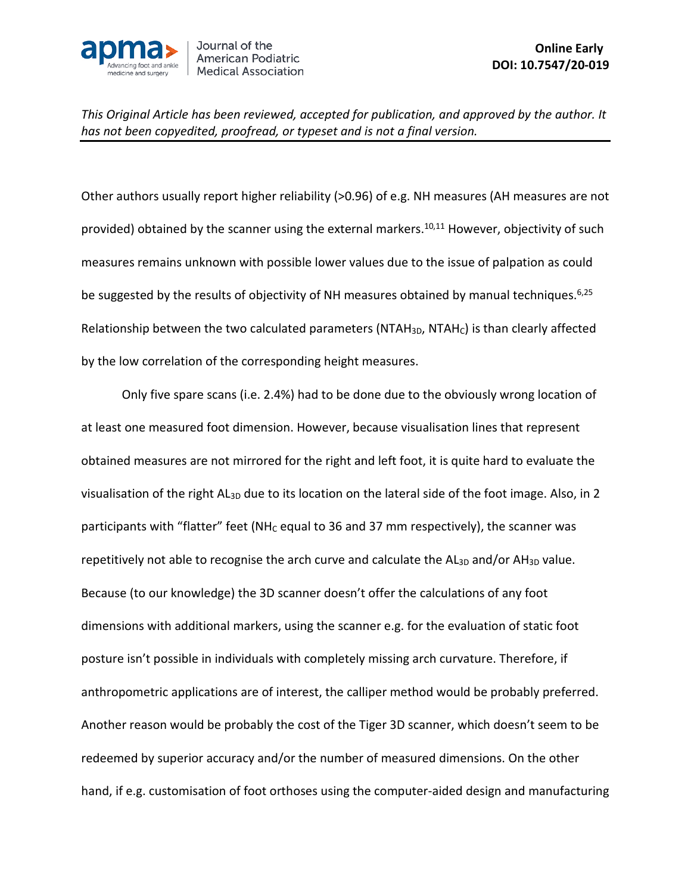Other authors usually report higher reliability (>0.96) of e.g. NH measures (AH measures are not provided) obtained by the scanner using the external markers.[10,11] However, objectivity of such measures remains unknown with possible lower values due to the issue of palpation as could be suggested by the results of objectivity of NH measures obtained by manual techniques.[6,25] Relationship between the two calculated parameters ($NTAH_{3D}$, $NTAH_{C}$) is than clearly affected by the low correlation of the corresponding height measures.

Only five spare scans (i.e. 2.4%) had to be done due to the obviously wrong location of at least one measured foot dimension. However, because visualisation lines that represent obtained measures are not mirrored for the right and left foot, it is quite hard to evaluate the visualisation of the right $AL_{3D}$ due to its location on the lateral side of the foot image. Also, in 2 participants with "flatter" feet ($NH_{C}$ equal to 36 and 37 mm respectively), the scanner was repetitively not able to recognise the arch curve and calculate the $AL_{3D}$ and/or $AH_{3D}$ value. Because (to our knowledge) the 3D scanner doesn't offer the calculations of any foot dimensions with additional markers, using the scanner e.g. for the evaluation of static foot posture isn't possible in individuals with completely missing arch curvature. Therefore, if anthropometric applications are of interest, the calliper method would be probably preferred. Another reason would be probably the cost of the Tiger 3D scanner, which doesn't seem to be redeemed by superior accuracy and/or the number of measured dimensions. On the other hand, if e.g. customisation of foot orthoses using the computer-aided design and manufacturing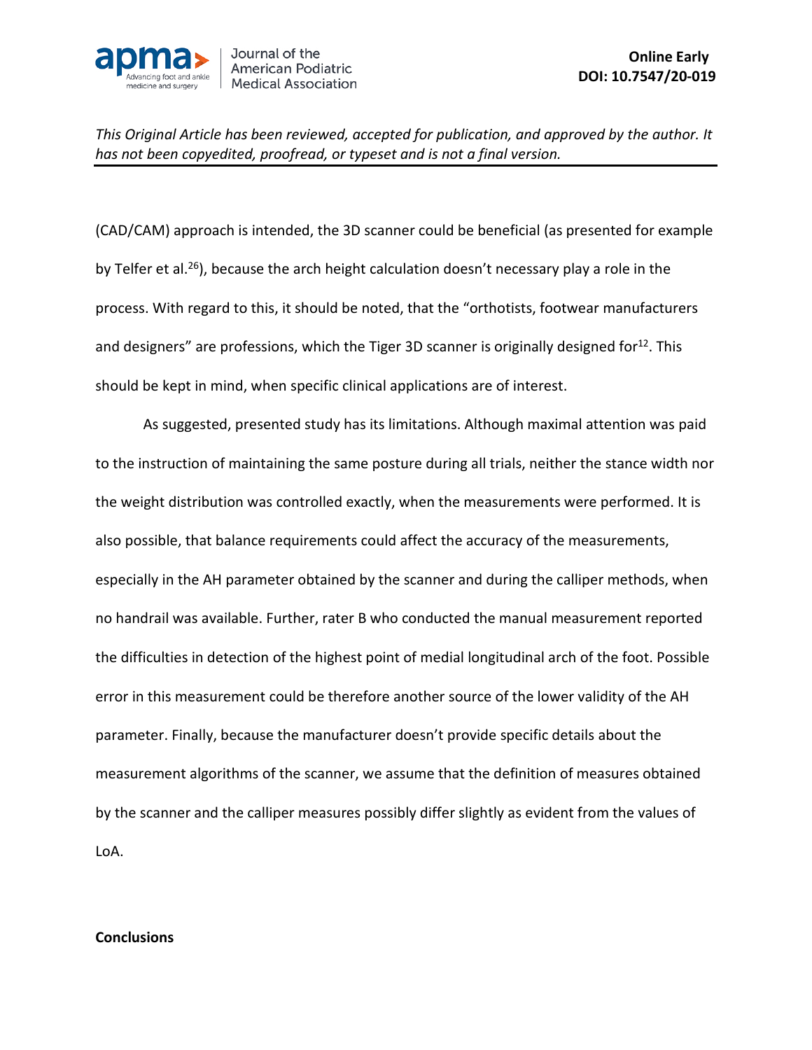(CAD/CAM) approach is intended, the 3D scanner could be beneficial (as presented for example by Telfer et al.[26]), because the arch height calculation doesn't necessary play a role in the process. With regard to this, it should be noted, that the "orthotists, footwear manufacturers and designers" are professions, which the Tiger 3D scanner is originally designed for[12]. This should be kept in mind, when specific clinical applications are of interest.

As suggested, presented study has its limitations. Although maximal attention was paid to the instruction of maintaining the same posture during all trials, neither the stance width nor the weight distribution was controlled exactly, when the measurements were performed. It is also possible, that balance requirements could affect the accuracy of the measurements, especially in the AH parameter obtained by the scanner and during the calliper methods, when no handrail was available. Further, rater B who conducted the manual measurement reported the difficulties in detection of the highest point of medial longitudinal arch of the foot. Possible error in this measurement could be therefore another source of the lower validity of the AH parameter. Finally, because the manufacturer doesn't provide specific details about the measurement algorithms of the scanner, we assume that the definition of measures obtained by the scanner and the calliper measures possibly differ slightly as evident from the values of LoA.

**Conclusions**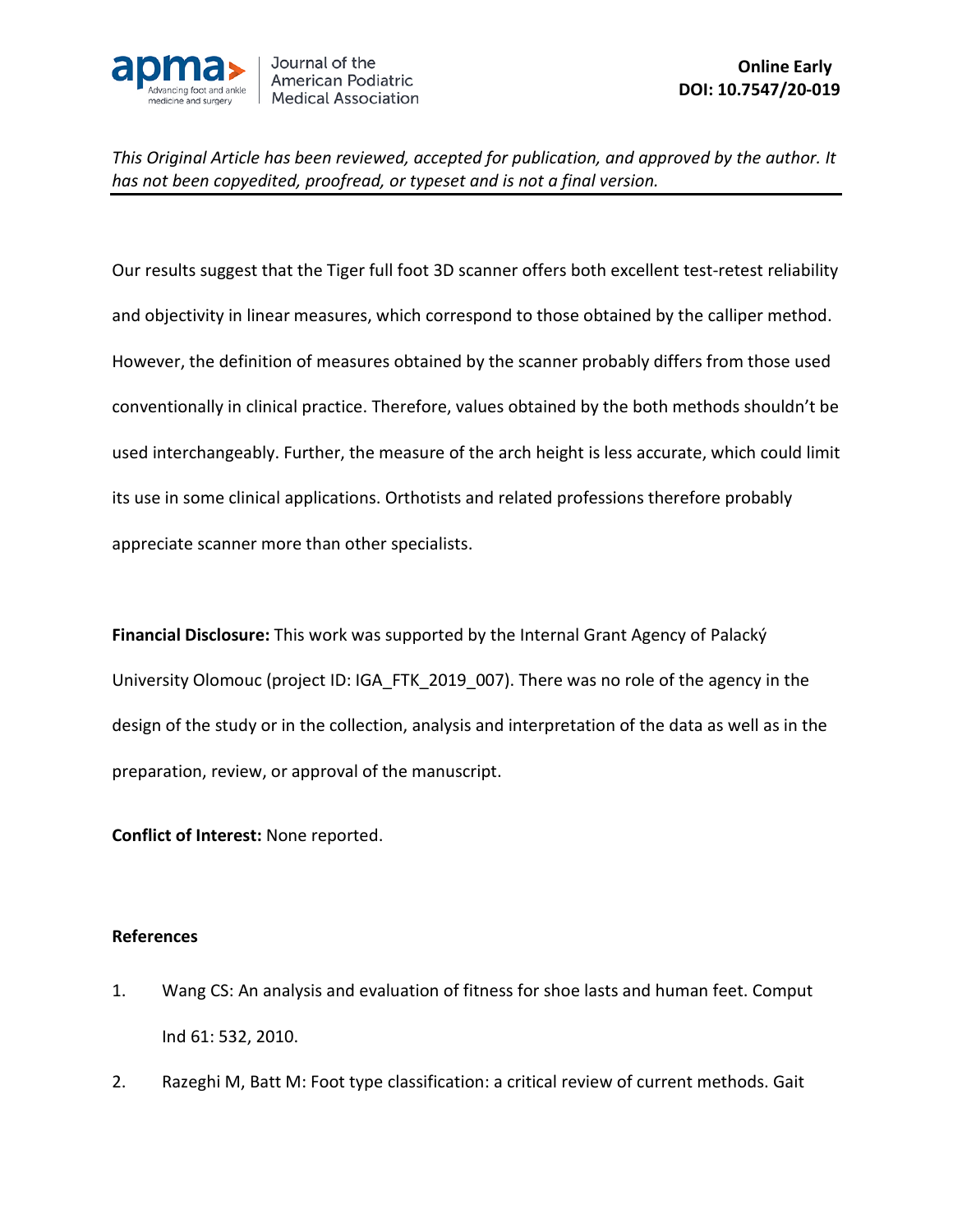Our results suggest that the Tiger full foot 3D scanner offers both excellent test-retest reliability and objectivity in linear measures, which correspond to those obtained by the calliper method. However, the definition of measures obtained by the scanner probably differs from those used conventionally in clinical practice. Therefore, values obtained by the both methods shouldn't be used interchangeably. Further, the measure of the arch height is less accurate, which could limit its use in some clinical applications. Orthotists and related professions therefore probably appreciate scanner more than other specialists.

**Financial Disclosure:** This work was supported by the Internal Grant Agency of Palacký University Olomouc (project ID: IGA_FTK_2019_007). There was no role of the agency in the design of the study or in the collection, analysis and interpretation of the data as well as in the preparation, review, or approval of the manuscript.

**Conflict of Interest:** None reported.

**References**

1. Wang CS: An analysis and evaluation of fitness for shoe lasts and human feet. Comput Ind 61: 532, 2010.
2. Razeghi M, Batt M: Foot type classification: a critical review of current methods. Gait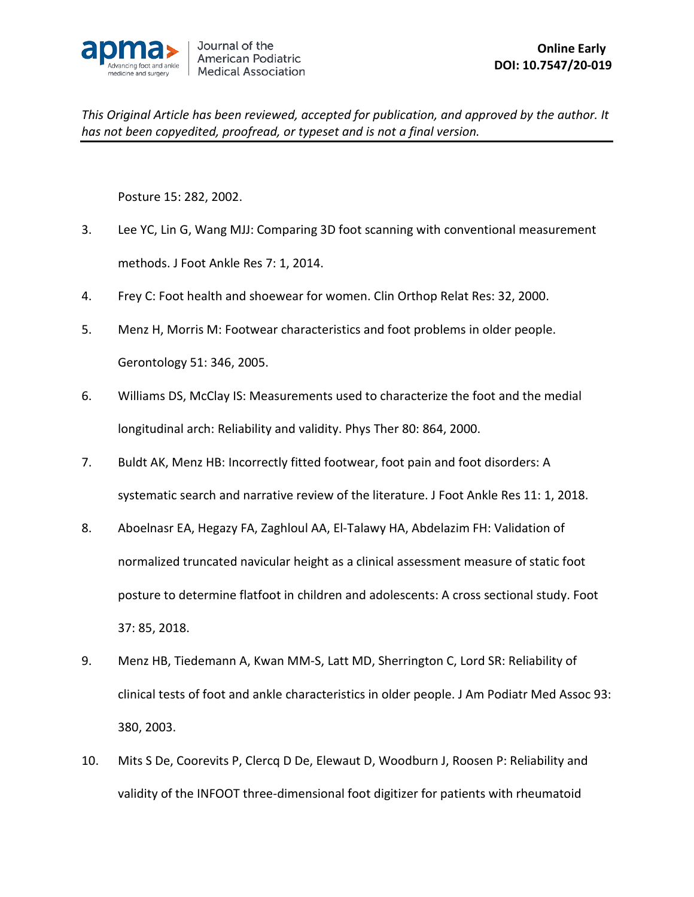Posture 15: 282, 2002.

3. Lee YC, Lin G, Wang MJJ: Comparing 3D foot scanning with conventional measurement methods. J Foot Ankle Res 7: 1, 2014.
4. Frey C: Foot health and shoewear for women. Clin Orthop Relat Res: 32, 2000.
5. Menz H, Morris M: Footwear characteristics and foot problems in older people. Gerontology 51: 346, 2005.
6. Williams DS, McClay IS: Measurements used to characterize the foot and the medial longitudinal arch: Reliability and validity. Phys Ther 80: 864, 2000.
7. Buldt AK, Menz HB: Incorrectly fitted footwear, foot pain and foot disorders: A systematic search and narrative review of the literature. J Foot Ankle Res 11: 1, 2018.
8. Aboelnasr EA, Hegazy FA, Zaghloul AA, El-Talawy HA, Abdelazim FH: Validation of normalized truncated navicular height as a clinical assessment measure of static foot posture to determine flatfoot in children and adolescents: A cross sectional study. Foot 37: 85, 2018.
9. Menz HB, Tiedemann A, Kwan MM-S, Latt MD, Sherrington C, Lord SR: Reliability of clinical tests of foot and ankle characteristics in older people. J Am Podiatr Med Assoc 93: 380, 2003.
10. Mits S De, Coorevits P, Clercq D De, Elewaut D, Woodburn J, Roosen P: Reliability and validity of the INFOOT three-dimensional foot digitizer for patients with rheumatoid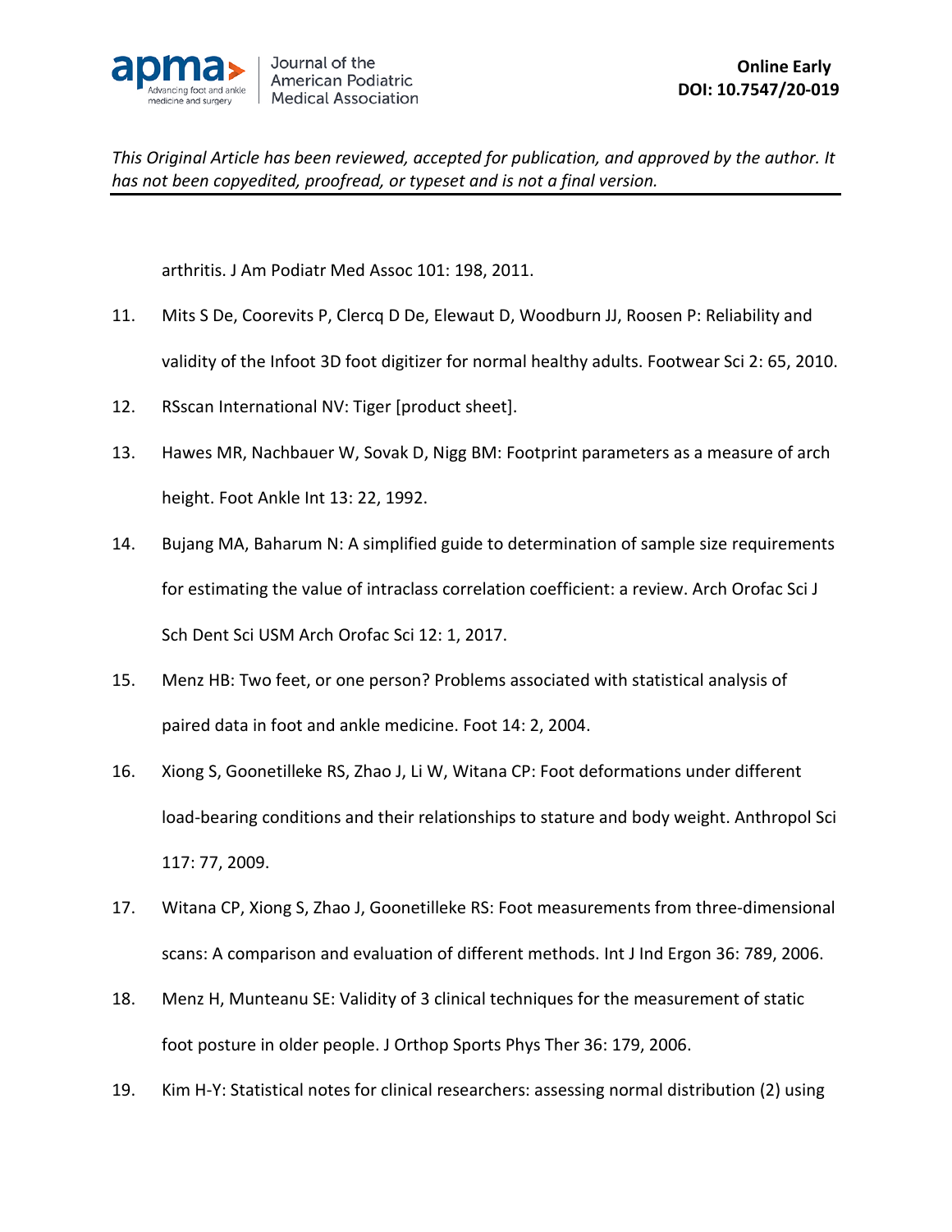arthritis. J Am Podiatr Med Assoc 101: 198, 2011.

11. Mits S De, Coorevits P, Clercq D De, Elewaut D, Woodburn JJ, Roosen P: Reliability and validity of the Infoot 3D foot digitizer for normal healthy adults. Footwear Sci 2: 65, 2010.

12. RSscan International NV: Tiger [product sheet].

13. Hawes MR, Nachbauer W, Sovak D, Nigg BM: Footprint parameters as a measure of arch height. Foot Ankle Int 13: 22, 1992.

14. Bujang MA, Baharum N: A simplified guide to determination of sample size requirements for estimating the value of intraclass correlation coefficient: a review. Arch Orofac Sci J Sch Dent Sci USM Arch Orofac Sci 12: 1, 2017.

15. Menz HB: Two feet, or one person? Problems associated with statistical analysis of paired data in foot and ankle medicine. Foot 14: 2, 2004.

16. Xiong S, Goonetilleke RS, Zhao J, Li W, Witana CP: Foot deformations under different load-bearing conditions and their relationships to stature and body weight. Anthropol Sci 117: 77, 2009.

17. Witana CP, Xiong S, Zhao J, Goonetilleke RS: Foot measurements from three-dimensional scans: A comparison and evaluation of different methods. Int J Ind Ergon 36: 789, 2006.

18. Menz H, Munteanu SE: Validity of 3 clinical techniques for the measurement of static foot posture in older people. J Orthop Sports Phys Ther 36: 179, 2006.

19. Kim H-Y: Statistical notes for clinical researchers: assessing normal distribution (2) using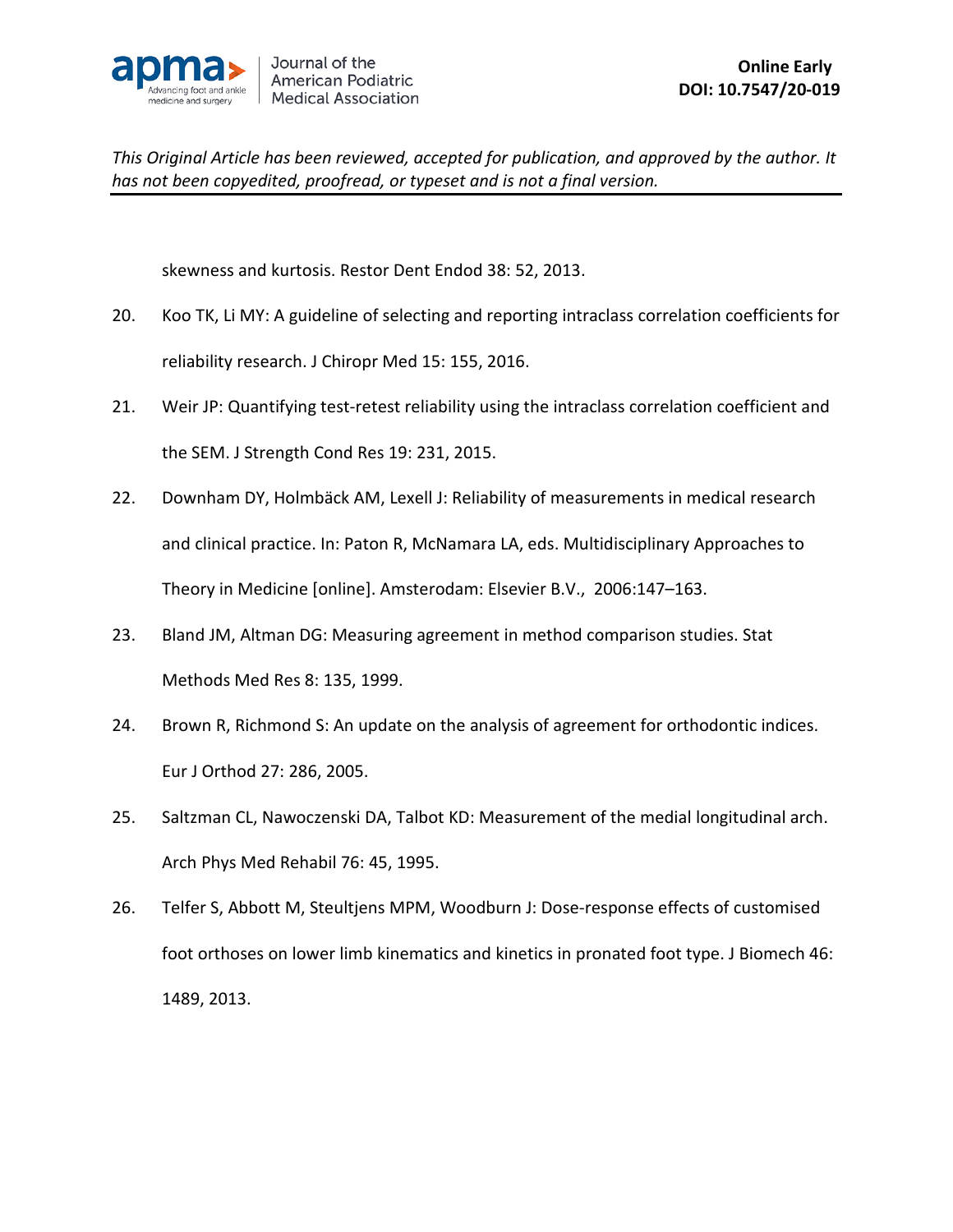skewness and kurtosis. Restor Dent Endod 38: 52, 2013.

20. Koo TK, Li MY: A guideline of selecting and reporting intraclass correlation coefficients for reliability research. J Chiropr Med 15: 155, 2016.

21. Weir JP: Quantifying test-retest reliability using the intraclass correlation coefficient and the SEM. J Strength Cond Res 19: 231, 2015.

22. Downham DY, Holmbäck AM, Lexell J: Reliability of measurements in medical research and clinical practice. In: Paton R, McNamara LA, eds. Multidisciplinary Approaches to Theory in Medicine [online]. Amsterodam: Elsevier B.V., 2006:147–163.

23. Bland JM, Altman DG: Measuring agreement in method comparison studies. Stat Methods Med Res 8: 135, 1999.

24. Brown R, Richmond S: An update on the analysis of agreement for orthodontic indices. Eur J Orthod 27: 286, 2005.

25. Saltzman CL, Nawoczenski DA, Talbot KD: Measurement of the medial longitudinal arch. Arch Phys Med Rehabil 76: 45, 1995.

26. Telfer S, Abbott M, Steultjens MPM, Woodburn J: Dose-response effects of customised foot orthoses on lower limb kinematics and kinetics in pronated foot type. J Biomech 46: 1489, 2013.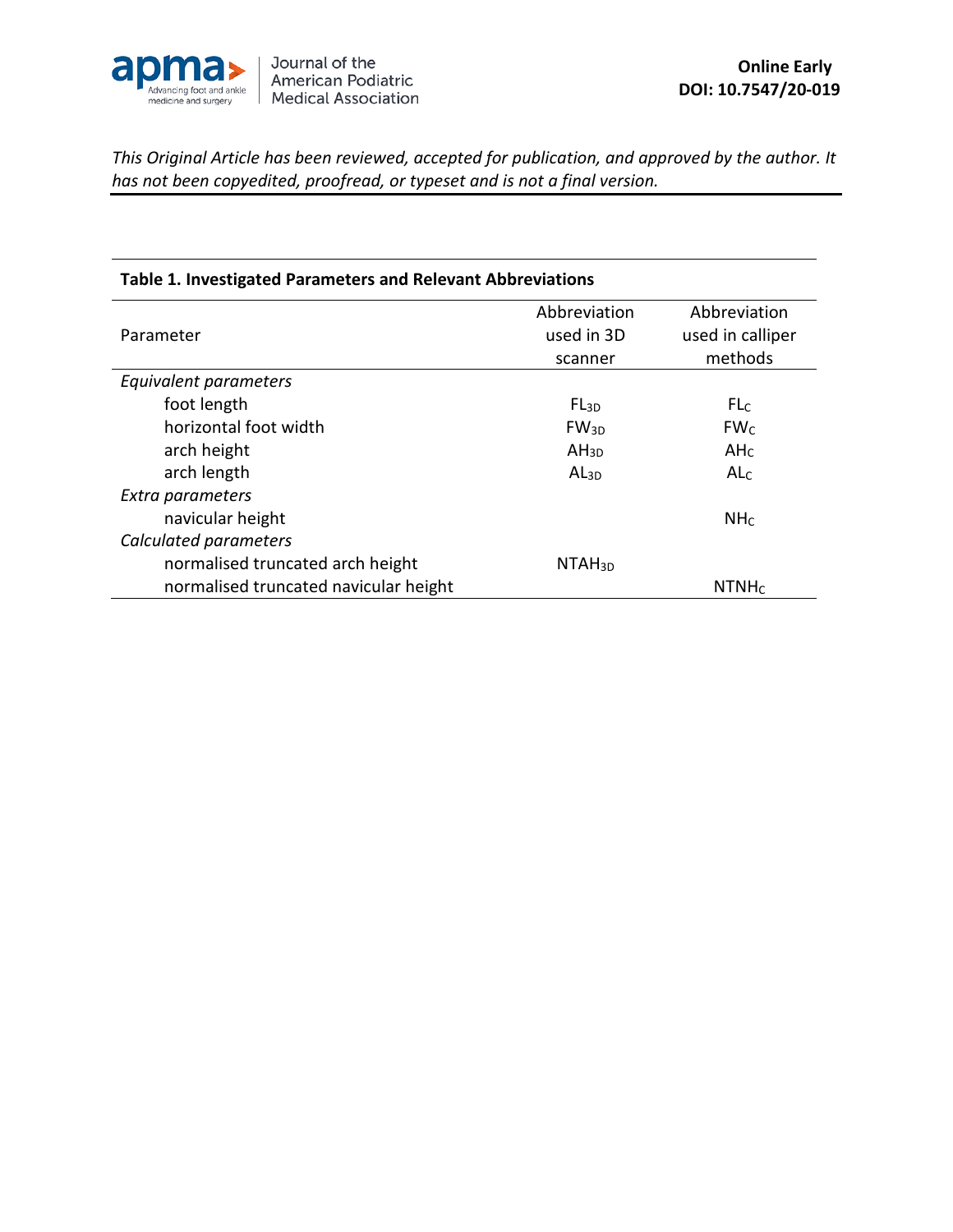*This Original Article has been reviewed, accepted for publication, and approved by the author. It has not been copyedited, proofread, or typeset and is not a final version.*

**Table 1. Investigated Parameters and Relevant Abbreviations**

| Parameter | Abbreviation used in 3D scanner | Abbreviation used in calliper methods |
|---|---|---|
| *Equivalent parameters* | | |
| foot length | $FL_{3D}$ | $FL_C$ |
| horizontal foot width | $FW_{3D}$ | $FW_C$ |
| arch height | $AH_{3D}$ | $AH_C$ |
| arch length | $AL_{3D}$ | $AL_C$ |
| *Extra parameters* | | |
| navicular height | | $NH_C$ |
| *Calculated parameters* | | |
| normalised truncated arch height | $NTAH_{3D}$ | |
| normalised truncated navicular height | | $NTNH_C$ |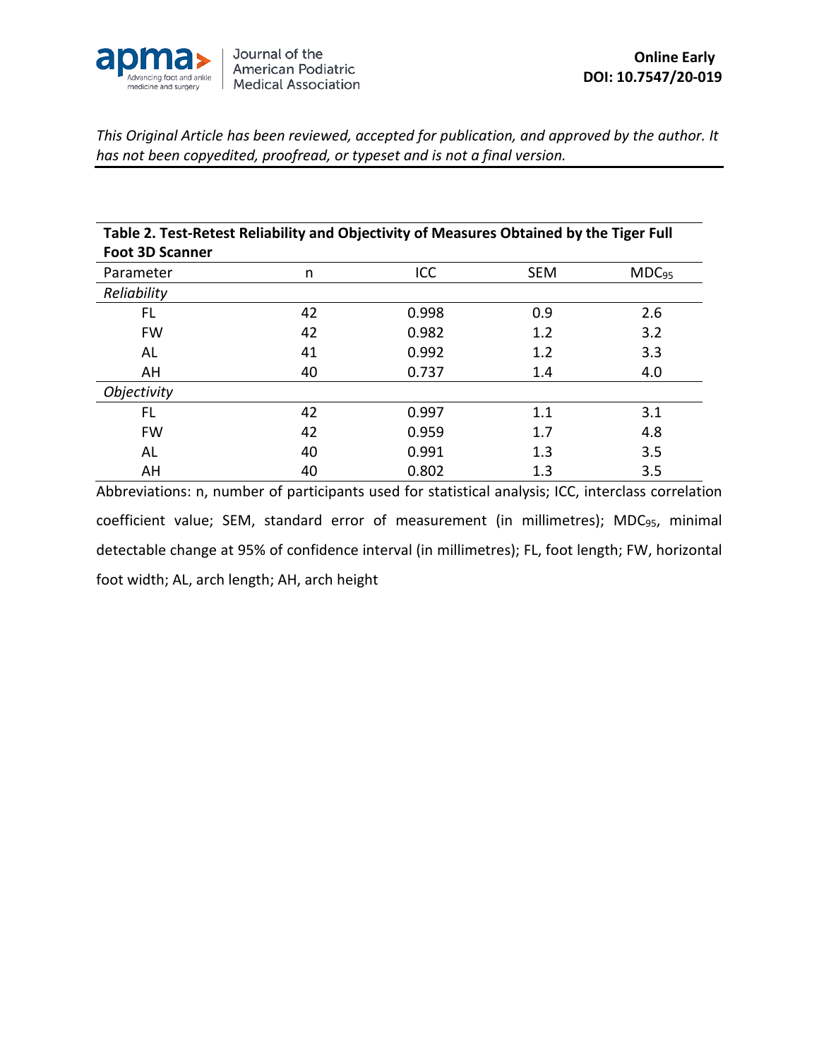**Table 2. Test-Retest Reliability and Objectivity of Measures Obtained by the Tiger Full Foot 3D Scanner**

| Parameter | n | ICC | SEM | $MDC_{95}$ |
|---|---|---|---|---|
| *Reliability* | | | | |
| FL | 42 | 0.998 | 0.9 | 2.6 |
| FW | 42 | 0.982 | 1.2 | 3.2 |
| AL | 41 | 0.992 | 1.2 | 3.3 |
| AH | 40 | 0.737 | 1.4 | 4.0 |
| *Objectivity* | | | | |
| FL | 42 | 0.997 | 1.1 | 3.1 |
| FW | 42 | 0.959 | 1.7 | 4.8 |
| AL | 40 | 0.991 | 1.3 | 3.5 |
| AH | 40 | 0.802 | 1.3 | 3.5 |

Abbreviations: n, number of participants used for statistical analysis; ICC, interclass correlation coefficient value; SEM, standard error of measurement (in millimetres); $MDC_{95}$, minimal detectable change at 95% of confidence interval (in millimetres); FL, foot length; FW, horizontal foot width; AL, arch length; AH, arch height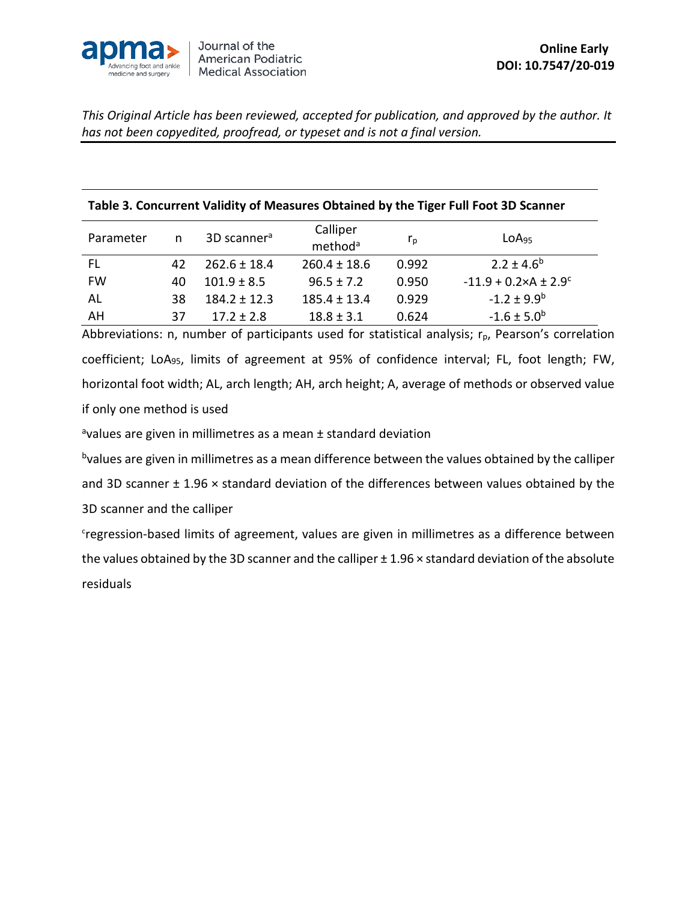*This Original Article has been reviewed, accepted for publication, and approved by the author. It has not been copyedited, proofread, or typeset and is not a final version.*

**Table 3. Concurrent Validity of Measures Obtained by the Tiger Full Foot 3D Scanner**

| Parameter | n | 3D scanner[a] | Calliper method[a] | $r_p$ | $LoA_{95}$ |
|---|---|---|---|---|---|
| FL | 42 | 262.6 ± 18.4 | 260.4 ± 18.6 | 0.992 | 2.2 ± 4.6[b] |
| FW | 40 | 101.9 ± 8.5 | 96.5 ± 7.2 | 0.950 | -11.9 + 0.2×A ± 2.9[c] |
| AL | 38 | 184.2 ± 12.3 | 185.4 ± 13.4 | 0.929 | -1.2 ± 9.9[b] |
| AH | 37 | 17.2 ± 2.8 | 18.8 ± 3.1 | 0.624 | -1.6 ± 5.0[b] |

Abbreviations: n, number of participants used for statistical analysis; $r_p$, Pearson's correlation coefficient; $LoA_{95}$, limits of agreement at 95% of confidence interval; FL, foot length; FW, horizontal foot width; AL, arch length; AH, arch height; A, average of methods or observed value if only one method is used

[a]values are given in millimetres as a mean ± standard deviation

[b]values are given in millimetres as a mean difference between the values obtained by the calliper and 3D scanner ± 1.96 × standard deviation of the differences between values obtained by the 3D scanner and the calliper

[c]regression-based limits of agreement, values are given in millimetres as a difference between the values obtained by the 3D scanner and the calliper ± 1.96 × standard deviation of the absolute residuals